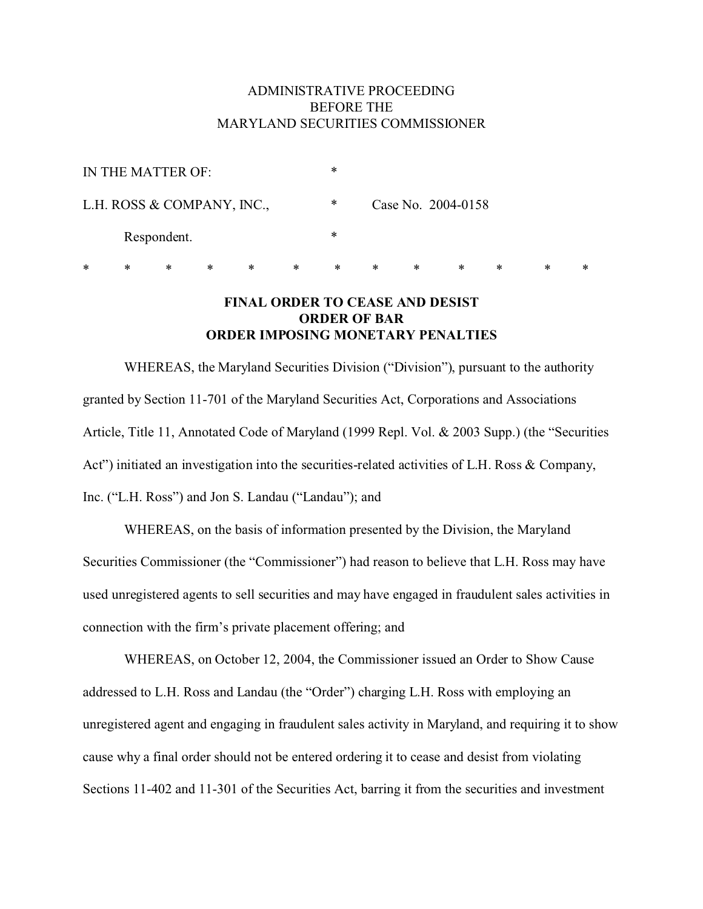ADMINISTRATIVE PROCEEDING
BEFORE THE
MARYLAND SECURITIES COMMISSIONER

IN THE MATTER OF: *

L.H. ROSS & COMPANY, INC., * Case No. 2004-0158

Respondent. *

* * * * * * * * * * * * *

**FINAL ORDER TO CEASE AND DESIST**
**ORDER OF BAR**
**ORDER IMPOSING MONETARY PENALTIES**

WHEREAS, the Maryland Securities Division ("Division"), pursuant to the authority granted by Section 11-701 of the Maryland Securities Act, Corporations and Associations Article, Title 11, Annotated Code of Maryland (1999 Repl. Vol. & 2003 Supp.) (the "Securities Act") initiated an investigation into the securities-related activities of L.H. Ross & Company, Inc. ("L.H. Ross") and Jon S. Landau ("Landau"); and

WHEREAS, on the basis of information presented by the Division, the Maryland Securities Commissioner (the "Commissioner") had reason to believe that L.H. Ross may have used unregistered agents to sell securities and may have engaged in fraudulent sales activities in connection with the firm's private placement offering; and

WHEREAS, on October 12, 2004, the Commissioner issued an Order to Show Cause addressed to L.H. Ross and Landau (the "Order") charging L.H. Ross with employing an unregistered agent and engaging in fraudulent sales activity in Maryland, and requiring it to show cause why a final order should not be entered ordering it to cease and desist from violating Sections 11-402 and 11-301 of the Securities Act, barring it from the securities and investment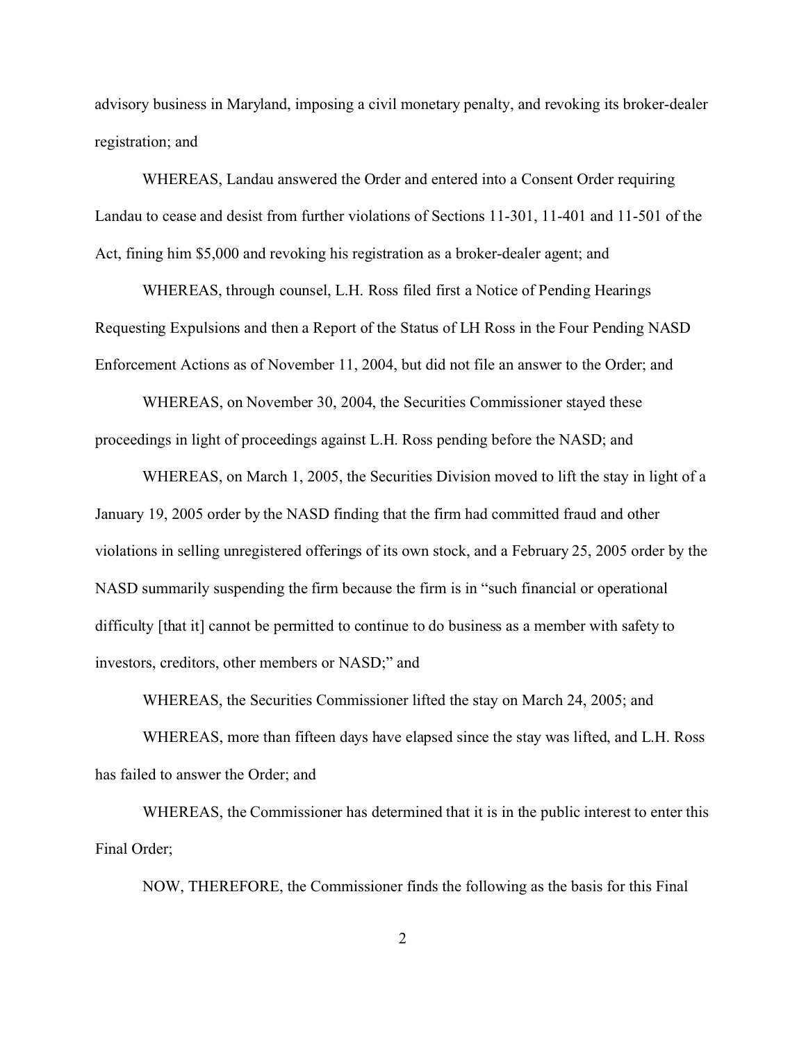advisory business in Maryland, imposing a civil monetary penalty, and revoking its broker-dealer registration; and

WHEREAS, Landau answered the Order and entered into a Consent Order requiring Landau to cease and desist from further violations of Sections 11-301, 11-401 and 11-501 of the Act, fining him $5,000 and revoking his registration as a broker-dealer agent; and

WHEREAS, through counsel, L.H. Ross filed first a Notice of Pending Hearings Requesting Expulsions and then a Report of the Status of LH Ross in the Four Pending NASD Enforcement Actions as of November 11, 2004, but did not file an answer to the Order; and

WHEREAS, on November 30, 2004, the Securities Commissioner stayed these proceedings in light of proceedings against L.H. Ross pending before the NASD; and

WHEREAS, on March 1, 2005, the Securities Division moved to lift the stay in light of a January 19, 2005 order by the NASD finding that the firm had committed fraud and other violations in selling unregistered offerings of its own stock, and a February 25, 2005 order by the NASD summarily suspending the firm because the firm is in "such financial or operational difficulty [that it] cannot be permitted to continue to do business as a member with safety to investors, creditors, other members or NASD;" and

WHEREAS, the Securities Commissioner lifted the stay on March 24, 2005; and

WHEREAS, more than fifteen days have elapsed since the stay was lifted, and L.H. Ross has failed to answer the Order; and

WHEREAS, the Commissioner has determined that it is in the public interest to enter this Final Order;

NOW, THEREFORE, the Commissioner finds the following as the basis for this Final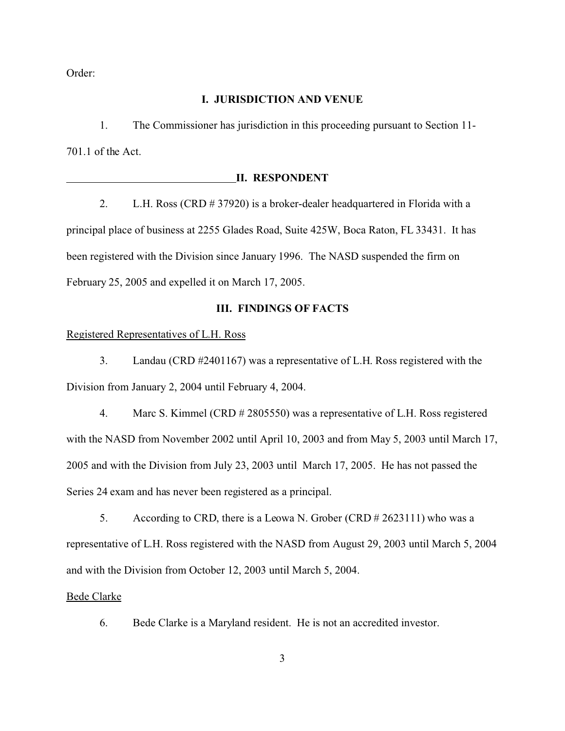Order:

## I. JURISDICTION AND VENUE

1. The Commissioner has jurisdiction in this proceeding pursuant to Section 11-701.1 of the Act.

## II. RESPONDENT

2. L.H. Ross (CRD # 37920) is a broker-dealer headquartered in Florida with a principal place of business at 2255 Glades Road, Suite 425W, Boca Raton, FL 33431. It has been registered with the Division since January 1996. The NASD suspended the firm on February 25, 2005 and expelled it on March 17, 2005.

## III. FINDINGS OF FACTS

Registered Representatives of L.H. Ross

3. Landau (CRD #2401167) was a representative of L.H. Ross registered with the Division from January 2, 2004 until February 4, 2004.

4. Marc S. Kimmel (CRD # 2805550) was a representative of L.H. Ross registered with the NASD from November 2002 until April 10, 2003 and from May 5, 2003 until March 17, 2005 and with the Division from July 23, 2003 until March 17, 2005. He has not passed the Series 24 exam and has never been registered as a principal.

5. According to CRD, there is a Leowa N. Grober (CRD # 2623111) who was a representative of L.H. Ross registered with the NASD from August 29, 2003 until March 5, 2004 and with the Division from October 12, 2003 until March 5, 2004.

Bede Clarke

6. Bede Clarke is a Maryland resident. He is not an accredited investor.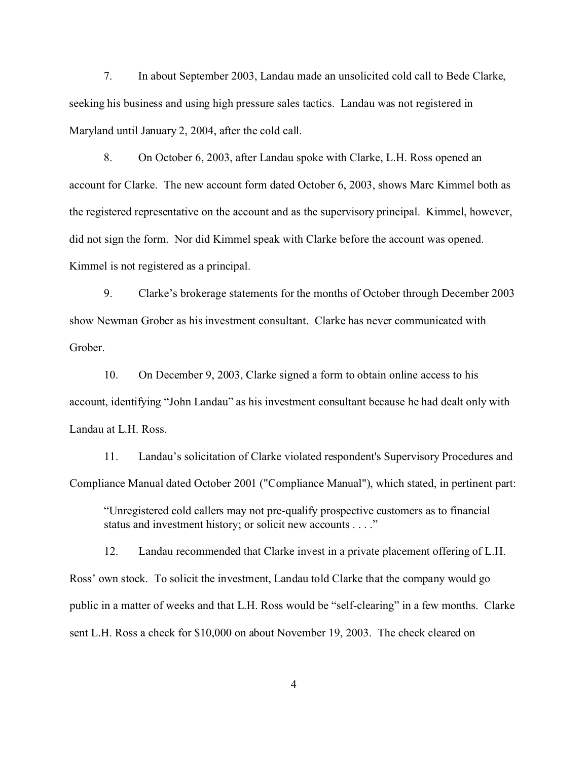7. In about September 2003, Landau made an unsolicited cold call to Bede Clarke, seeking his business and using high pressure sales tactics. Landau was not registered in Maryland until January 2, 2004, after the cold call.

8. On October 6, 2003, after Landau spoke with Clarke, L.H. Ross opened an account for Clarke. The new account form dated October 6, 2003, shows Marc Kimmel both as the registered representative on the account and as the supervisory principal. Kimmel, however, did not sign the form. Nor did Kimmel speak with Clarke before the account was opened. Kimmel is not registered as a principal.

9. Clarke's brokerage statements for the months of October through December 2003 show Newman Grober as his investment consultant. Clarke has never communicated with Grober.

10. On December 9, 2003, Clarke signed a form to obtain online access to his account, identifying "John Landau" as his investment consultant because he had dealt only with Landau at L.H. Ross.

11. Landau's solicitation of Clarke violated respondent's Supervisory Procedures and Compliance Manual dated October 2001 ("Compliance Manual"), which stated, in pertinent part:

> "Unregistered cold callers may not pre-qualify prospective customers as to financial status and investment history; or solicit new accounts . . . ."

12. Landau recommended that Clarke invest in a private placement offering of L.H. Ross' own stock. To solicit the investment, Landau told Clarke that the company would go public in a matter of weeks and that L.H. Ross would be "self-clearing" in a few months. Clarke sent L.H. Ross a check for $10,000 on about November 19, 2003. The check cleared on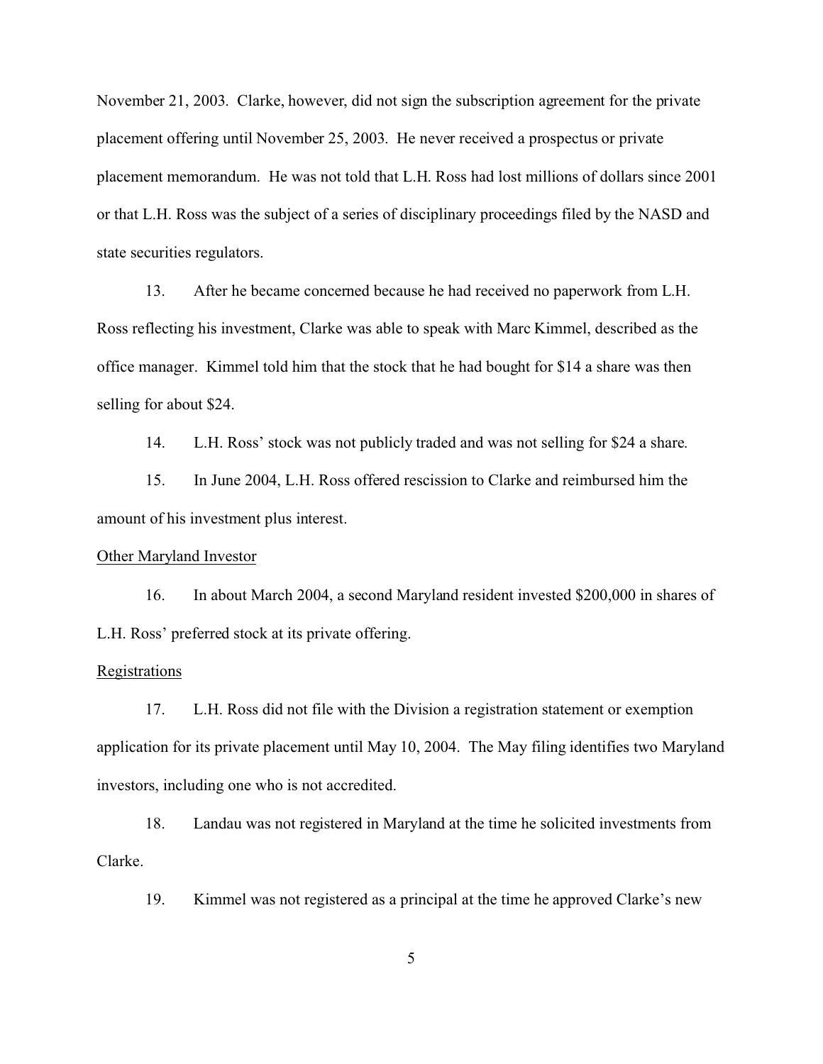November 21, 2003. Clarke, however, did not sign the subscription agreement for the private placement offering until November 25, 2003. He never received a prospectus or private placement memorandum. He was not told that L.H. Ross had lost millions of dollars since 2001 or that L.H. Ross was the subject of a series of disciplinary proceedings filed by the NASD and state securities regulators.

13. After he became concerned because he had received no paperwork from L.H. Ross reflecting his investment, Clarke was able to speak with Marc Kimmel, described as the office manager. Kimmel told him that the stock that he had bought for $14 a share was then selling for about $24.

14. L.H. Ross' stock was not publicly traded and was not selling for $24 a share.

15. In June 2004, L.H. Ross offered rescission to Clarke and reimbursed him the amount of his investment plus interest.

<u>Other Maryland Investor</u>

16. In about March 2004, a second Maryland resident invested $200,000 in shares of L.H. Ross' preferred stock at its private offering.

<u>Registrations</u>

17. L.H. Ross did not file with the Division a registration statement or exemption application for its private placement until May 10, 2004. The May filing identifies two Maryland investors, including one who is not accredited.

18. Landau was not registered in Maryland at the time he solicited investments from Clarke.

19. Kimmel was not registered as a principal at the time he approved Clarke's new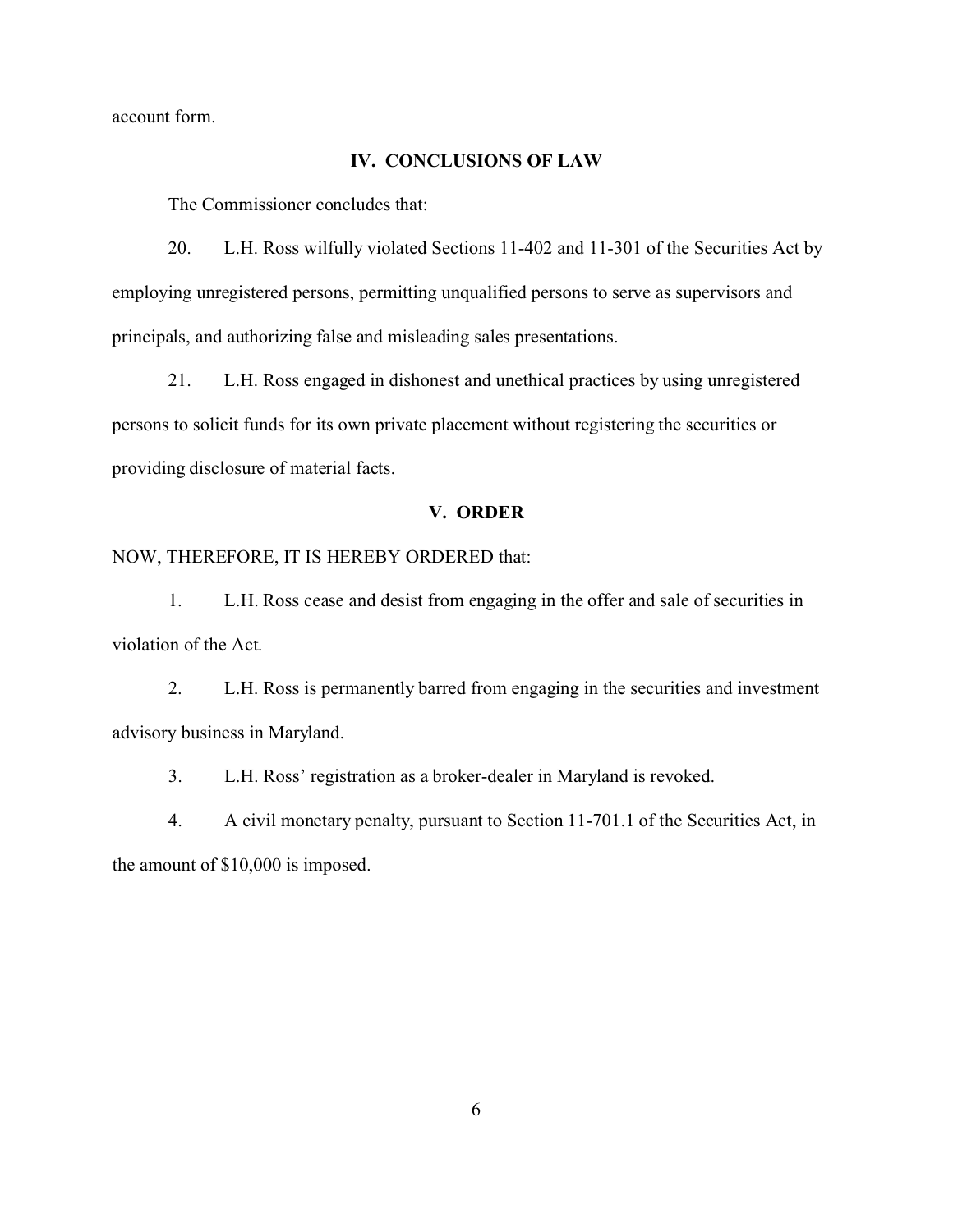account form.

## IV. CONCLUSIONS OF LAW

The Commissioner concludes that:

20. L.H. Ross wilfully violated Sections 11-402 and 11-301 of the Securities Act by employing unregistered persons, permitting unqualified persons to serve as supervisors and principals, and authorizing false and misleading sales presentations.

21. L.H. Ross engaged in dishonest and unethical practices by using unregistered persons to solicit funds for its own private placement without registering the securities or providing disclosure of material facts.

## V. ORDER

NOW, THEREFORE, IT IS HEREBY ORDERED that:

1. L.H. Ross cease and desist from engaging in the offer and sale of securities in violation of the Act.

2. L.H. Ross is permanently barred from engaging in the securities and investment advisory business in Maryland.

3. L.H. Ross' registration as a broker-dealer in Maryland is revoked.

4. A civil monetary penalty, pursuant to Section 11-701.1 of the Securities Act, in the amount of $10,000 is imposed.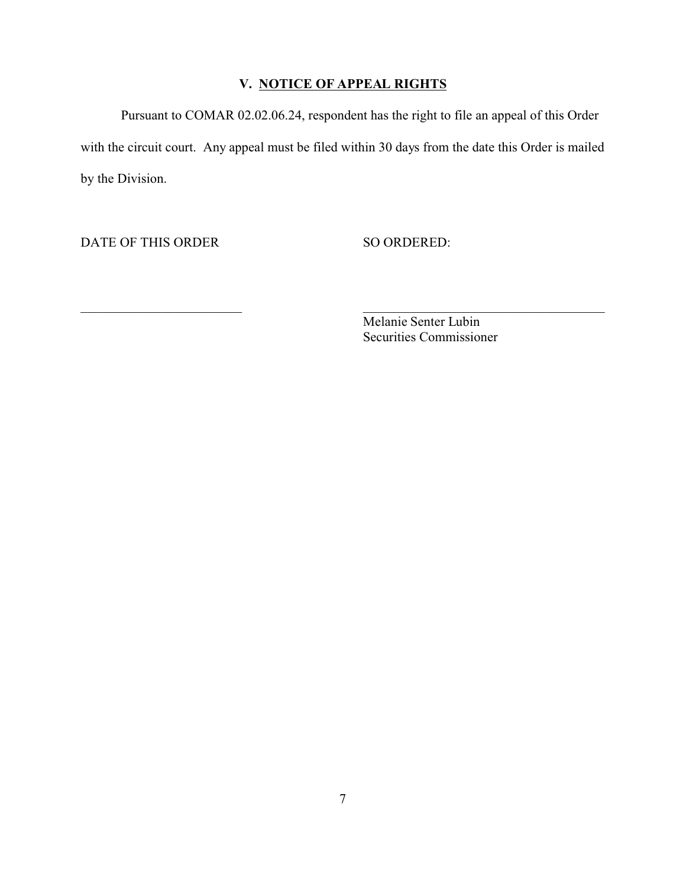## V. NOTICE OF APPEAL RIGHTS

Pursuant to COMAR 02.02.06.24, respondent has the right to file an appeal of this Order with the circuit court. Any appeal must be filed within 30 days from the date this Order is mailed by the Division.

DATE OF THIS ORDER

SO ORDERED:

\_\_\_\_\_\_\_\_\_\_\_\_\_\_\_\_\_\_\_\_\_\_\_\_\_

\_\_\_\_\_\_\_\_\_\_\_\_\_\_\_\_\_\_\_\_\_\_\_\_\_\_\_\_\_\_\_\_\_\_\_\_\_\_\_
Melanie Senter Lubin
Securities Commissioner